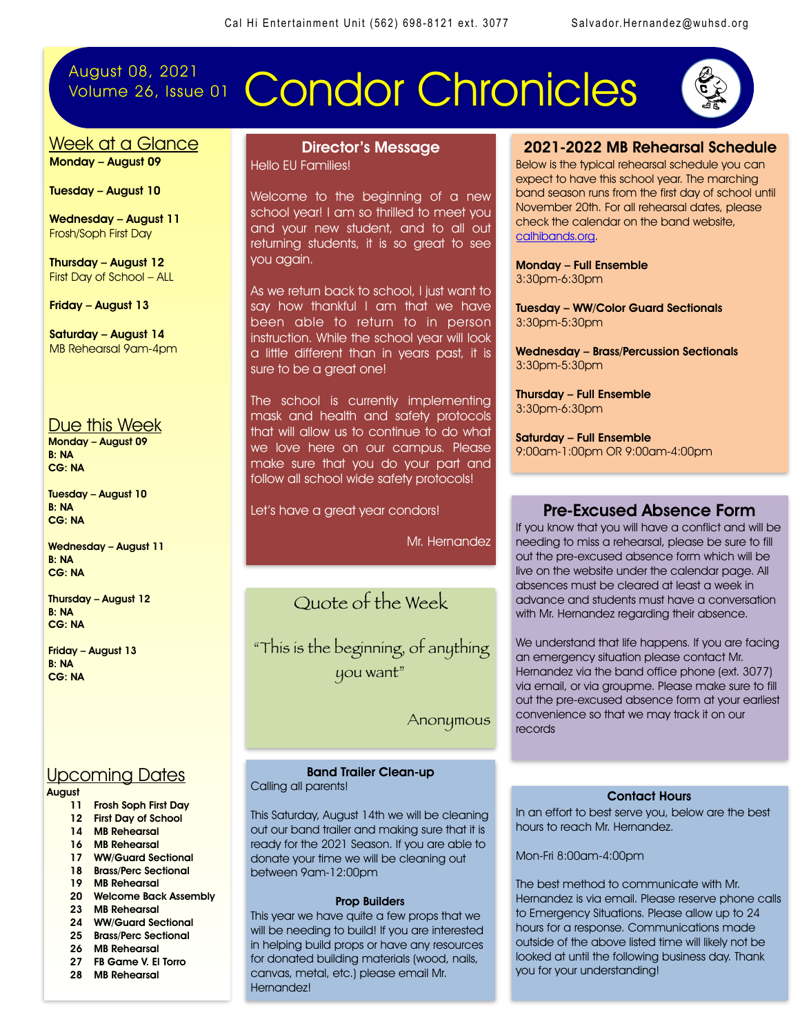Cal Hi Entertainment Unit (562) 698-8121 ext. 3077 Salvador.Hernandez@wuhsd.org

August 08, 2021
Volume 26, Issue 01

# Condor Chronicles

## Week at a Glance

**Monday – August 09**

**Tuesday – August 10**

**Wednesday – August 11**
Frosh/Soph First Day

**Thursday – August 12**
First Day of School – ALL

**Friday – August 13**

**Saturday – August 14**
MB Rehearsal 9am-4pm

## Due this Week

**Monday – August 09**
**B: NA**
**CG: NA**

**Tuesday – August 10**
**B: NA**
**CG: NA**

**Wednesday – August 11**
**B: NA**
**CG: NA**

**Thursday – August 12**
**B: NA**
**CG: NA**

**Friday – August 13**
**B: NA**
**CG: NA**

## Upcoming Dates

**August**

- **11** **Frosh Soph First Day**
- **12** **First Day of School**
- **14** **MB Rehearsal**
- **16** **MB Rehearsal**
- **17** **WW/Guard Sectional**
- **18** **Brass/Perc Sectional**
- **19** **MB Rehearsal**
- **20** **Welcome Back Assembly**
- **23** **MB Rehearsal**
- **24** **WW/Guard Sectional**
- **25** **Brass/Perc Sectional**
- **26** **MB Rehearsal**
- **27** **FB Game V. El Torro**
- **28** **MB Rehearsal**

## Director's Message

Hello EU Families!

Welcome to the beginning of a new school year! I am so thrilled to meet you and your new student, and to all our returning students, it is so great to see you again.

As we return back to school, I just want to say how thankful I am that we have been able to return to in person instruction. While the school year will look a little different than in years past, it is sure to be a great one!

The school is currently implementing mask and health and safety protocols that will allow us to continue to do what we love here on our campus. Please make sure that you do your part and follow all school wide safety protocols!

Let's have a great year condors!

Mr. Hernandez

## Quote of the Week

"This is the beginning of anything you want"

Anonymous

### Band Trailer Clean-up

Calling all parents!

This Saturday, August 14th we will be cleaning out our band trailer and making sure that it is ready for the 2021 Season. If you are able to donate your time we will be cleaning out between 9am-12:00pm

### Prop Builders

This year we have quite a few props that we will be needing to build! If you are interested in helping build props or have any resources for donated building materials (wood, nails, canvas, metal, etc.) please email Mr. Hernandez!

## 2021-2022 MB Rehearsal Schedule

Below is the typical rehearsal schedule you can expect to have this school year. The marching band season runs from the first day of school until November 20th. For all rehearsal dates, please check the calendar on the band website, calhibands.org.

**Monday – Full Ensemble**
3:30pm-6:30pm

**Tuesday – WW/Color Guard Sectionals**
3:30pm-5:30pm

**Wednesday – Brass/Percussion Sectionals**
3:30pm-5:30pm

**Thursday – Full Ensemble**
3:30pm-6:30pm

**Saturday – Full Ensemble**
9:00am-1:00pm OR 9:00am-4:00pm

## Pre-Excused Absence Form

If you know that you will have a conflict and will be needing to miss a rehearsal, please be sure to fill out the pre-excused absence form which will be live on the website under the calendar page. All absences must be cleared at least a week in advance and students must have a conversation with Mr. Hernandez regarding their absence.

We understand that life happens. If you are facing an emergency situation please contact Mr. Hernandez via the band office phone (ext. 3077) via email, or via groupme. Please make sure to fill out the pre-excused absence form at your earliest convenience so that we may track it on our records

### Contact Hours

In an effort to best serve you, below are the best hours to reach Mr. Hernandez.

Mon-Fri 8:00am-4:00pm

The best method to communicate with Mr. Hernandez is via email. Please reserve phone calls to Emergency Situations. Please allow up to 24 hours for a response. Communications made outside of the above listed time will likely not be looked at until the following business day. Thank you for your understanding!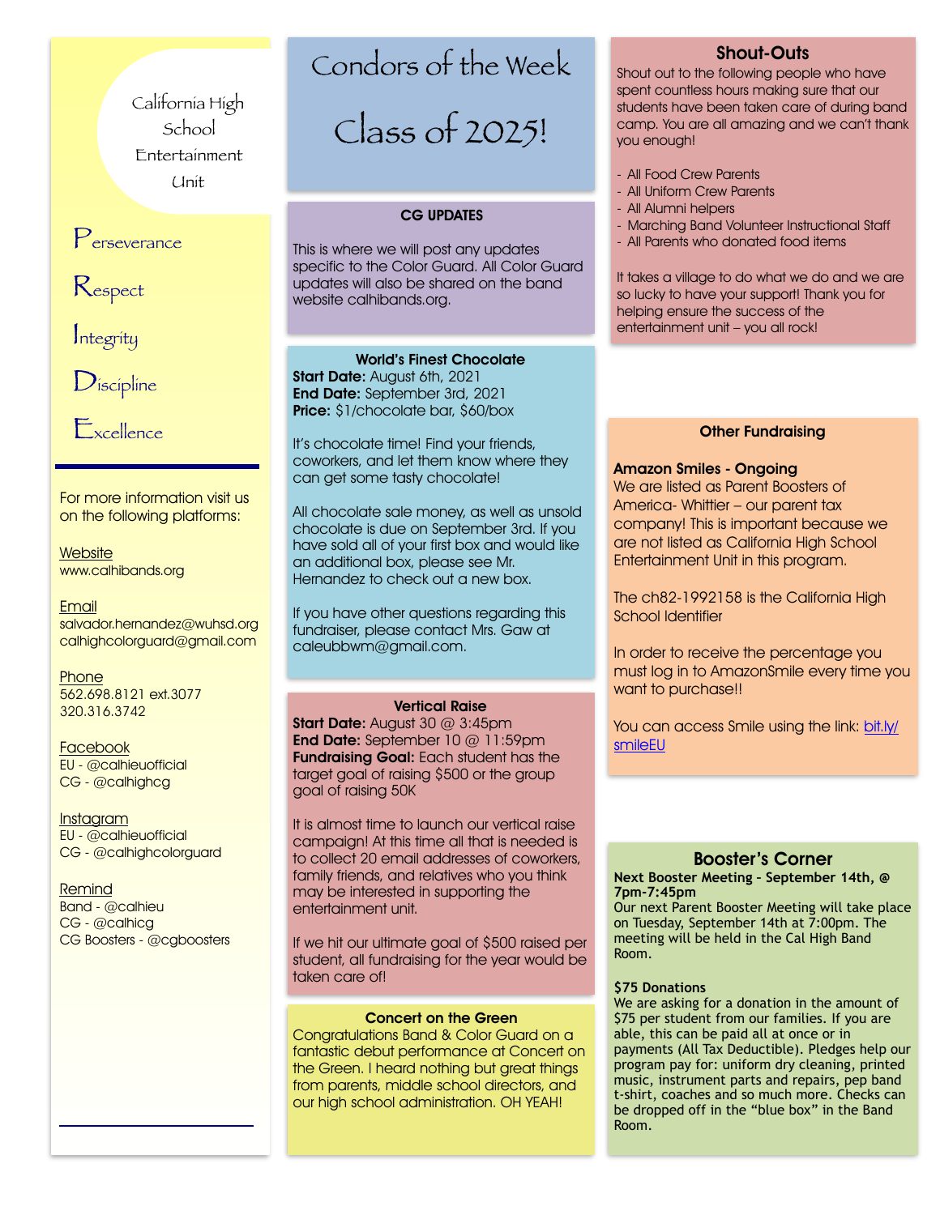California High School Entertainment Unit

Perseverance

Respect

Integrity

Discipline

Excellence

For more information visit us on the following platforms:

Website
www.calhibands.org

Email
salvador.hernandez@wuhsd.org
calhighcolorguard@gmail.com

Phone
562.698.8121 ext.3077
320.316.3742

Facebook
EU - @calhieuofficial
CG - @calhighcg

Instagram
EU - @calhieuofficial
CG - @calhighcolorguard

Remind
Band - @calhieu
CG - @calhicg
CG Boosters - @cgboosters

# Condors of the Week

# Class of 2025!

### CG UPDATES

This is where we will post any updates specific to the Color Guard. All Color Guard updates will also be shared on the band website calhibands.org.

### World's Finest Chocolate

**Start Date:** August 6th, 2021
**End Date:** September 3rd, 2021
**Price:** $1/chocolate bar, $60/box

It's chocolate time! Find your friends, coworkers, and let them know where they can get some tasty chocolate!

All chocolate sale money, as well as unsold chocolate is due on September 3rd. If you have sold all of your first box and would like an additional box, please see Mr. Hernandez to check out a new box.

If you have other questions regarding this fundraiser, please contact Mrs. Gaw at caleubbwm@gmail.com.

### Vertical Raise

**Start Date:** August 30 @ 3:45pm
**End Date:** September 10 @ 11:59pm
**Fundraising Goal:** Each student has the target goal of raising $500 or the group goal of raising 50K

It is almost time to launch our vertical raise campaign! At this time all that is needed is to collect 20 email addresses of coworkers, family friends, and relatives who you think may be interested in supporting the entertainment unit.

If we hit our ultimate goal of $500 raised per student, all fundraising for the year would be taken care of!

### Concert on the Green

Congratulations Band & Color Guard on a fantastic debut performance at Concert on the Green. I heard nothing but great things from parents, middle school directors, and our high school administration. OH YEAH!

## Shout-Outs

Shout out to the following people who have spent countless hours making sure that our students have been taken care of during band camp. You are all amazing and we can't thank you enough!

- All Food Crew Parents
- All Uniform Crew Parents
- All Alumni helpers
- Marching Band Volunteer Instructional Staff
- All Parents who donated food items

It takes a village to do what we do and we are so lucky to have your support! Thank you for helping ensure the success of the entertainment unit – you all rock!

### Other Fundraising

**Amazon Smiles - Ongoing**
We are listed as Parent Boosters of America- Whittier – our parent tax company! This is important because we are not listed as California High School Entertainment Unit in this program.

The ch82-1992158 is the California High School Identifier

In order to receive the percentage you must log in to AmazonSmile every time you want to purchase!!

You can access Smile using the link: bit.ly/smileEU

## Booster's Corner

**Next Booster Meeting - September 14th, @ 7pm-7:45pm**
Our next Parent Booster Meeting will take place on Tuesday, September 14th at 7:00pm. The meeting will be held in the Cal High Band Room.

**$75 Donations**
We are asking for a donation in the amount of $75 per student from our families. If you are able, this can be paid all at once or in payments (All Tax Deductible). Pledges help our program pay for: uniform dry cleaning, printed music, instrument parts and repairs, pep band t-shirt, coaches and so much more. Checks can be dropped off in the "blue box" in the Band Room.